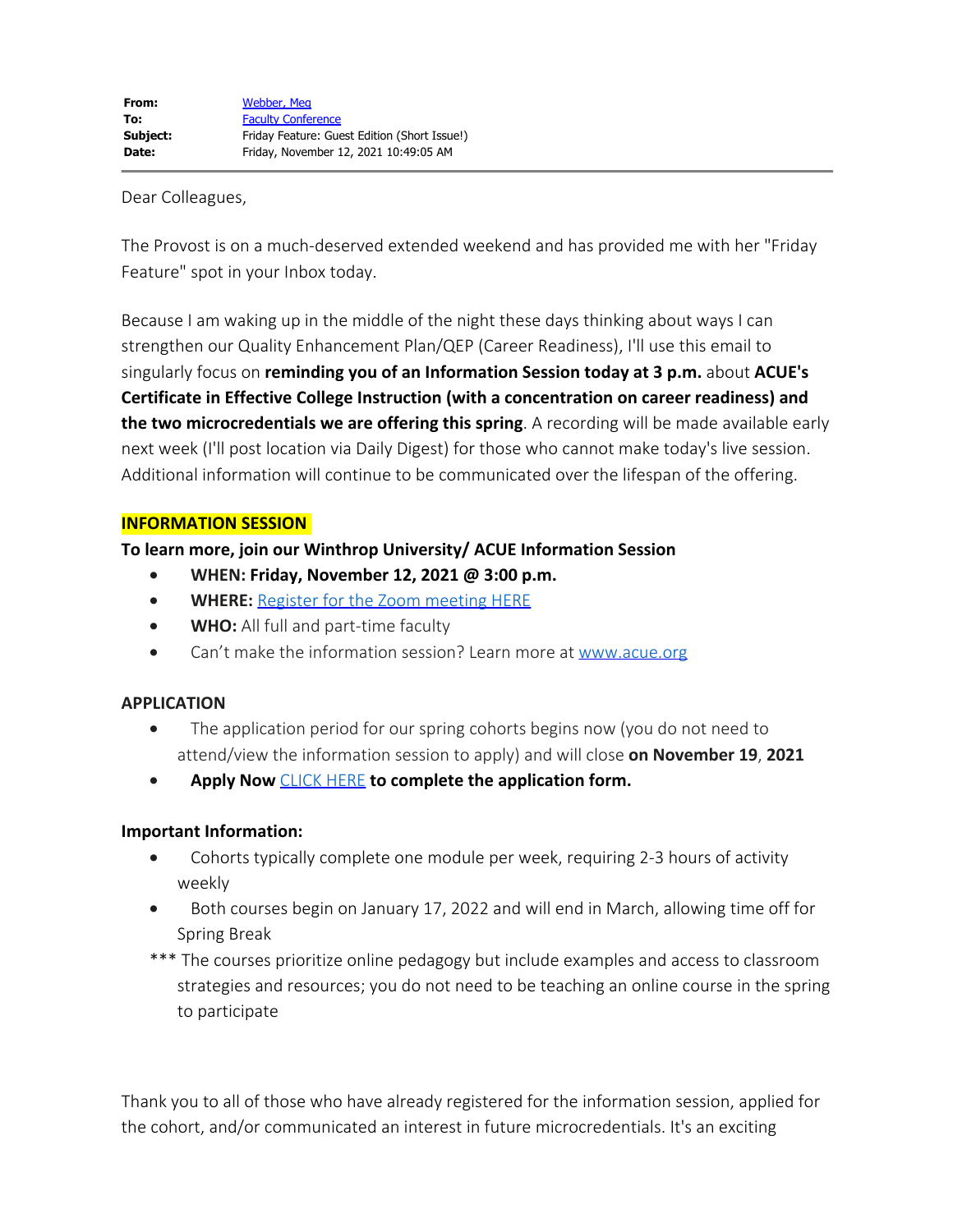**From:** Webber, Meg
**To:** Faculty Conference
**Subject:** Friday Feature: Guest Edition (Short Issue!)
**Date:** Friday, November 12, 2021 10:49:05 AM

---

Dear Colleagues,

The Provost is on a much-deserved extended weekend and has provided me with her "Friday Feature" spot in your Inbox today.

Because I am waking up in the middle of the night these days thinking about ways I can strengthen our Quality Enhancement Plan/QEP (Career Readiness), I'll use this email to singularly focus on **reminding you of an Information Session today at 3 p.m.** about **ACUE's Certificate in Effective College Instruction (with a concentration on career readiness) and the two microcredentials we are offering this spring**. A recording will be made available early next week (I'll post location via Daily Digest) for those who cannot make today's live session. Additional information will continue to be communicated over the lifespan of the offering.

**INFORMATION SESSION**

**To learn more, join our Winthrop University/ ACUE Information Session**

- **WHEN: Friday, November 12, 2021 @ 3:00 p.m.**
- **WHERE:** Register for the Zoom meeting HERE
- **WHO:** All full and part-time faculty
- Can't make the information session? Learn more at www.acue.org

**APPLICATION**

- The application period for our spring cohorts begins now (you do not need to attend/view the information session to apply) and will close **on November 19**, **2021**
- **Apply Now** CLICK HERE **to complete the application form.**

**Important Information:**

- Cohorts typically complete one module per week, requiring 2-3 hours of activity weekly
- Both courses begin on January 17, 2022 and will end in March, allowing time off for Spring Break

*** The courses prioritize online pedagogy but include examples and access to classroom strategies and resources; you do not need to be teaching an online course in the spring to participate

Thank you to all of those who have already registered for the information session, applied for the cohort, and/or communicated an interest in future microcredentials. It's an exciting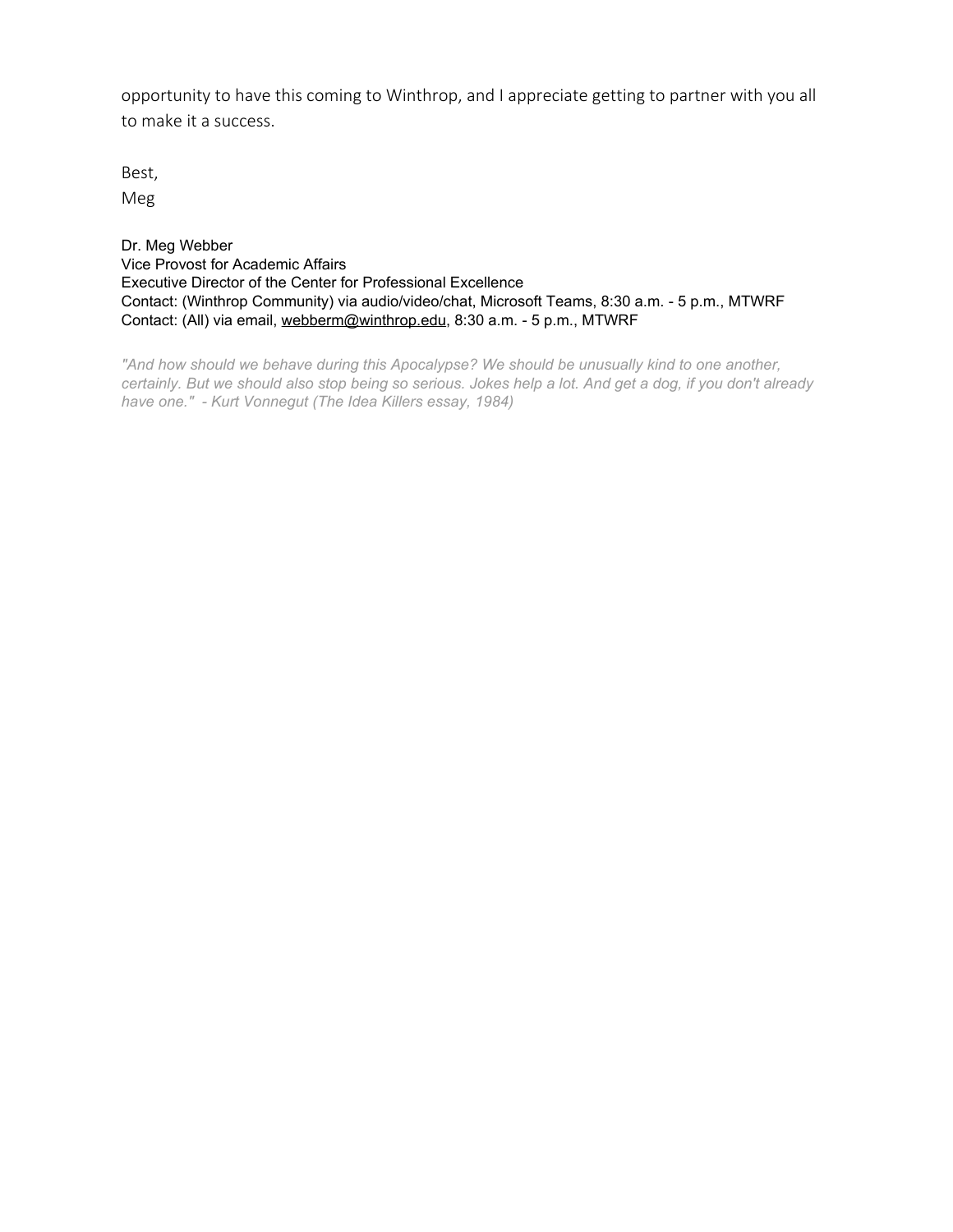opportunity to have this coming to Winthrop, and I appreciate getting to partner with you all to make it a success.

Best,
Meg

Dr. Meg Webber
Vice Provost for Academic Affairs
Executive Director of the Center for Professional Excellence
Contact: (Winthrop Community) via audio/video/chat, Microsoft Teams, 8:30 a.m. - 5 p.m., MTWRF
Contact: (All) via email, webberm@winthrop.edu, 8:30 a.m. - 5 p.m., MTWRF

*"And how should we behave during this Apocalypse? We should be unusually kind to one another, certainly. But we should also stop being so serious. Jokes help a lot. And get a dog, if you don't already have one." - Kurt Vonnegut (The Idea Killers essay, 1984)*